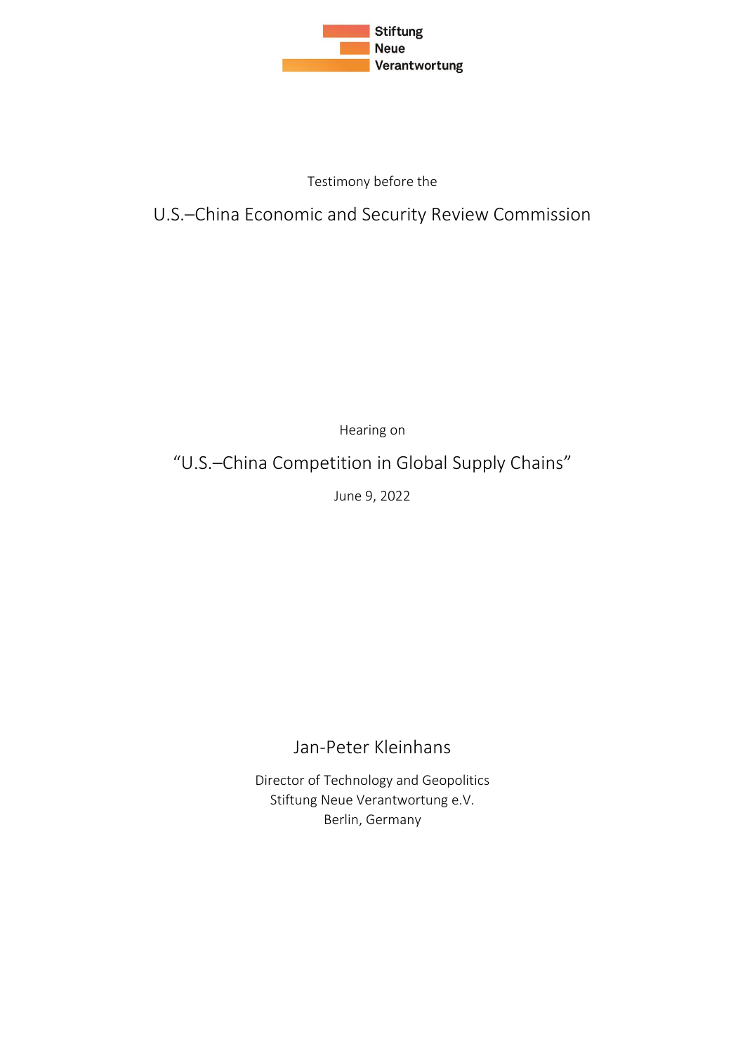Stiftung
Neue
Verantwortung

Testimony before the

# U.S.–China Economic and Security Review Commission

Hearing on

## "U.S.–China Competition in Global Supply Chains"

June 9, 2022

Jan-Peter Kleinhans

Director of Technology and Geopolitics
Stiftung Neue Verantwortung e.V.
Berlin, Germany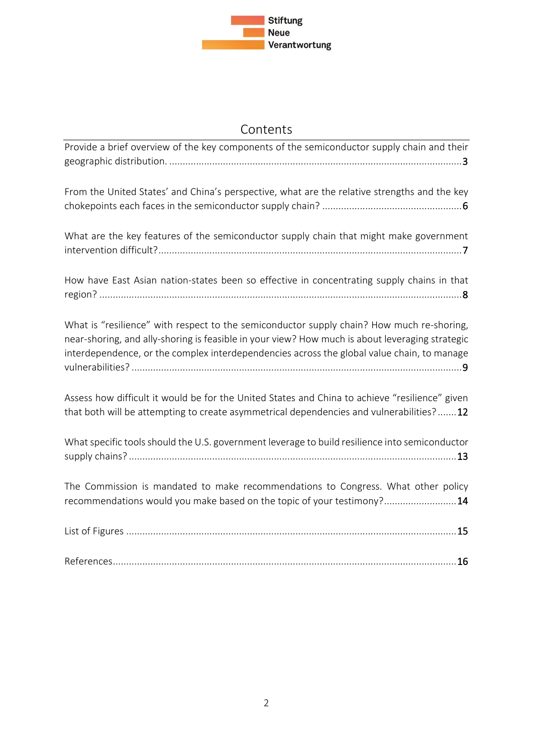## Contents

Provide a brief overview of the key components of the semiconductor supply chain and their geographic distribution. ........ 3

From the United States' and China's perspective, what are the relative strengths and the key chokepoints each faces in the semiconductor supply chain? ........ 6

What are the key features of the semiconductor supply chain that might make government intervention difficult? ........ 7

How have East Asian nation-states been so effective in concentrating supply chains in that region? ........ 8

What is "resilience" with respect to the semiconductor supply chain? How much re-shoring, near-shoring, and ally-shoring is feasible in your view? How much is about leveraging strategic interdependence, or the complex interdependencies across the global value chain, to manage vulnerabilities? ........ 9

Assess how difficult it would be for the United States and China to achieve "resilience" given that both will be attempting to create asymmetrical dependencies and vulnerabilities? ........ 12

What specific tools should the U.S. government leverage to build resilience into semiconductor supply chains? ........ 13

The Commission is mandated to make recommendations to Congress. What other policy recommendations would you make based on the topic of your testimony? ........ 14

List of Figures ........ 15

References ........ 16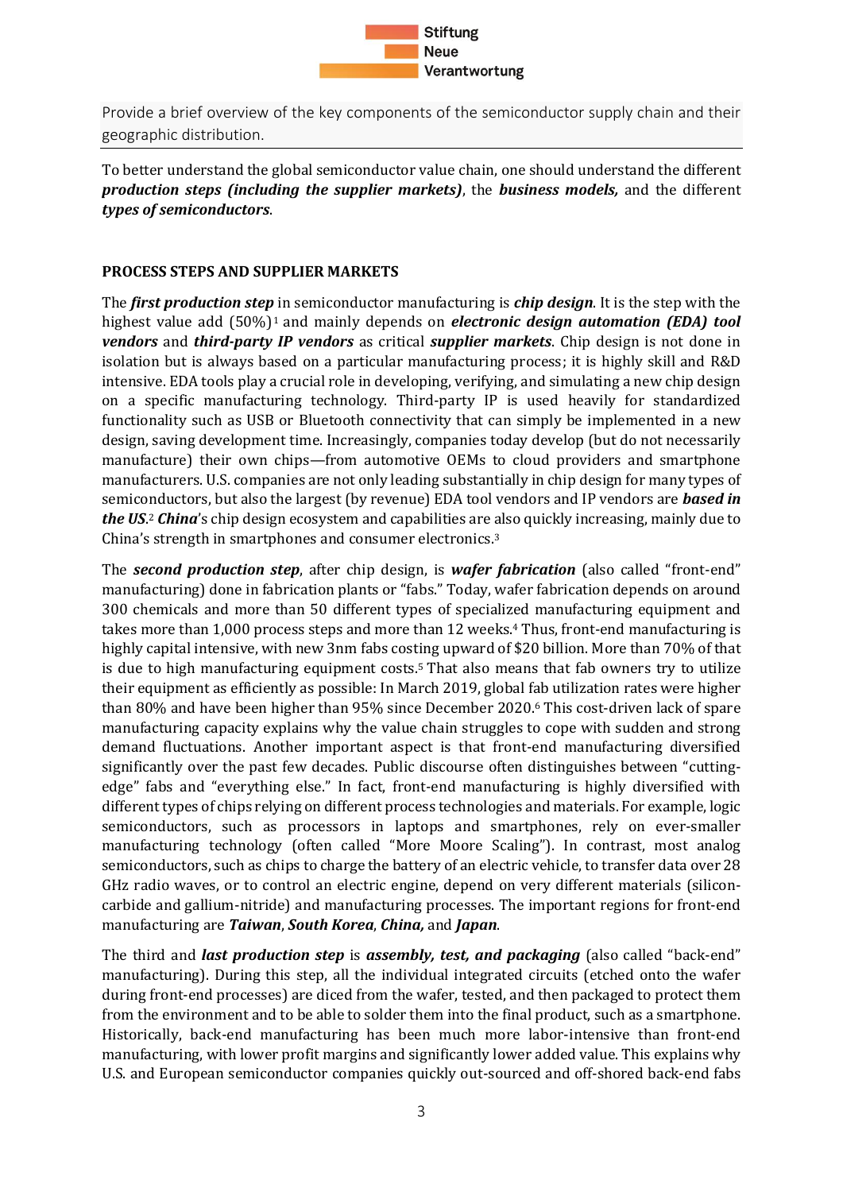Provide a brief overview of the key components of the semiconductor supply chain and their geographic distribution.

To better understand the global semiconductor value chain, one should understand the different ***production steps (including the supplier markets)***, the ***business models,*** and the different ***types of semiconductors***.

**PROCESS STEPS AND SUPPLIER MARKETS**

The ***first production step*** in semiconductor manufacturing is ***chip design***. It is the step with the highest value add (50%)[1] and mainly depends on ***electronic design automation (EDA) tool vendors*** and ***third-party IP vendors*** as critical ***supplier markets***. Chip design is not done in isolation but is always based on a particular manufacturing process; it is highly skill and R&D intensive. EDA tools play a crucial role in developing, verifying, and simulating a new chip design on a specific manufacturing technology. Third-party IP is used heavily for standardized functionality such as USB or Bluetooth connectivity that can simply be implemented in a new design, saving development time. Increasingly, companies today develop (but do not necessarily manufacture) their own chips—from automotive OEMs to cloud providers and smartphone manufacturers. U.S. companies are not only leading substantially in chip design for many types of semiconductors, but also the largest (by revenue) EDA tool vendors and IP vendors are ***based in the US***.[2] ***China***'s chip design ecosystem and capabilities are also quickly increasing, mainly due to China's strength in smartphones and consumer electronics.[3]

The ***second production step***, after chip design, is ***wafer fabrication*** (also called "front-end" manufacturing) done in fabrication plants or "fabs." Today, wafer fabrication depends on around 300 chemicals and more than 50 different types of specialized manufacturing equipment and takes more than 1,000 process steps and more than 12 weeks.[4] Thus, front-end manufacturing is highly capital intensive, with new 3nm fabs costing upward of $20 billion. More than 70% of that is due to high manufacturing equipment costs.[5] That also means that fab owners try to utilize their equipment as efficiently as possible: In March 2019, global fab utilization rates were higher than 80% and have been higher than 95% since December 2020.[6] This cost-driven lack of spare manufacturing capacity explains why the value chain struggles to cope with sudden and strong demand fluctuations. Another important aspect is that front-end manufacturing diversified significantly over the past few decades. Public discourse often distinguishes between "cutting-edge" fabs and "everything else." In fact, front-end manufacturing is highly diversified with different types of chips relying on different process technologies and materials. For example, logic semiconductors, such as processors in laptops and smartphones, rely on ever-smaller manufacturing technology (often called "More Moore Scaling"). In contrast, most analog semiconductors, such as chips to charge the battery of an electric vehicle, to transfer data over 28 GHz radio waves, or to control an electric engine, depend on very different materials (silicon-carbide and gallium-nitride) and manufacturing processes. The important regions for front-end manufacturing are ***Taiwan***, ***South Korea***, ***China,*** and ***Japan***.

The third and ***last production step*** is ***assembly, test, and packaging*** (also called "back-end" manufacturing). During this step, all the individual integrated circuits (etched onto the wafer during front-end processes) are diced from the wafer, tested, and then packaged to protect them from the environment and to be able to solder them into the final product, such as a smartphone. Historically, back-end manufacturing has been much more labor-intensive than front-end manufacturing, with lower profit margins and significantly lower added value. This explains why U.S. and European semiconductor companies quickly out-sourced and off-shored back-end fabs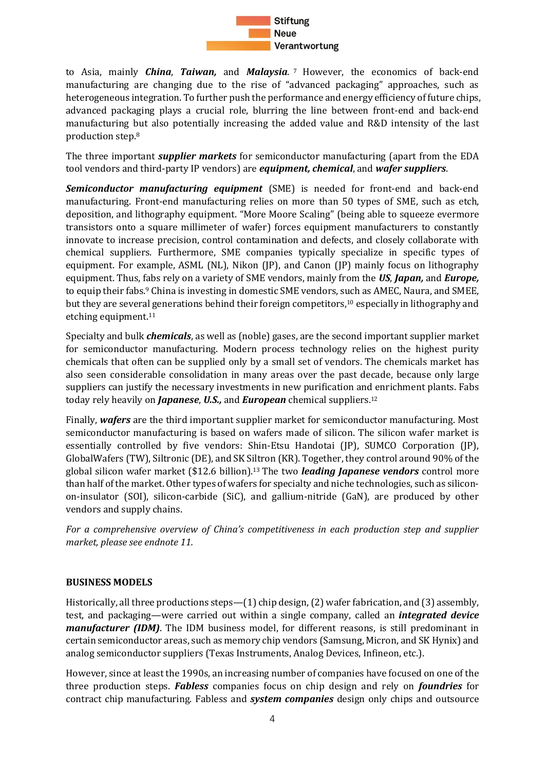to Asia, mainly ***China***, ***Taiwan,*** and ***Malaysia***. [7] However, the economics of back-end manufacturing are changing due to the rise of "advanced packaging" approaches, such as heterogeneous integration. To further push the performance and energy efficiency of future chips, advanced packaging plays a crucial role, blurring the line between front-end and back-end manufacturing but also potentially increasing the added value and R&D intensity of the last production step.[8]

The three important ***supplier markets*** for semiconductor manufacturing (apart from the EDA tool vendors and third-party IP vendors) are ***equipment, chemical***, and ***wafer suppliers***.

***Semiconductor manufacturing equipment*** (SME) is needed for front-end and back-end manufacturing. Front-end manufacturing relies on more than 50 types of SME, such as etch, deposition, and lithography equipment. "More Moore Scaling" (being able to squeeze evermore transistors onto a square millimeter of wafer) forces equipment manufacturers to constantly innovate to increase precision, control contamination and defects, and closely collaborate with chemical suppliers. Furthermore, SME companies typically specialize in specific types of equipment. For example, ASML (NL), Nikon (JP), and Canon (JP) mainly focus on lithography equipment. Thus, fabs rely on a variety of SME vendors, mainly from the ***US***, ***Japan,*** and ***Europe,*** to equip their fabs.[9] China is investing in domestic SME vendors, such as AMEC, Naura, and SMEE, but they are several generations behind their foreign competitors,[10] especially in lithography and etching equipment.[11]

Specialty and bulk ***chemicals***, as well as (noble) gases, are the second important supplier market for semiconductor manufacturing. Modern process technology relies on the highest purity chemicals that often can be supplied only by a small set of vendors. The chemicals market has also seen considerable consolidation in many areas over the past decade, because only large suppliers can justify the necessary investments in new purification and enrichment plants. Fabs today rely heavily on ***Japanese***, ***U.S.,*** and ***European*** chemical suppliers.[12]

Finally, ***wafers*** are the third important supplier market for semiconductor manufacturing. Most semiconductor manufacturing is based on wafers made of silicon. The silicon wafer market is essentially controlled by five vendors: Shin-Etsu Handotai (JP), SUMCO Corporation (JP), GlobalWafers (TW), Siltronic (DE), and SK Siltron (KR). Together, they control around 90% of the global silicon wafer market ($12.6 billion).[13] The two ***leading Japanese vendors*** control more than half of the market. Other types of wafers for specialty and niche technologies, such as silicon-on-insulator (SOI), silicon-carbide (SiC), and gallium-nitride (GaN), are produced by other vendors and supply chains.

*For a comprehensive overview of China's competitiveness in each production step and supplier market, please see endnote 11.*

**BUSINESS MODELS**

Historically, all three productions steps—(1) chip design, (2) wafer fabrication, and (3) assembly, test, and packaging—were carried out within a single company, called an ***integrated device manufacturer (IDM)***. The IDM business model, for different reasons, is still predominant in certain semiconductor areas, such as memory chip vendors (Samsung, Micron, and SK Hynix) and analog semiconductor suppliers (Texas Instruments, Analog Devices, Infineon, etc.).

However, since at least the 1990s, an increasing number of companies have focused on one of the three production steps. ***Fabless*** companies focus on chip design and rely on ***foundries*** for contract chip manufacturing. Fabless and ***system companies*** design only chips and outsource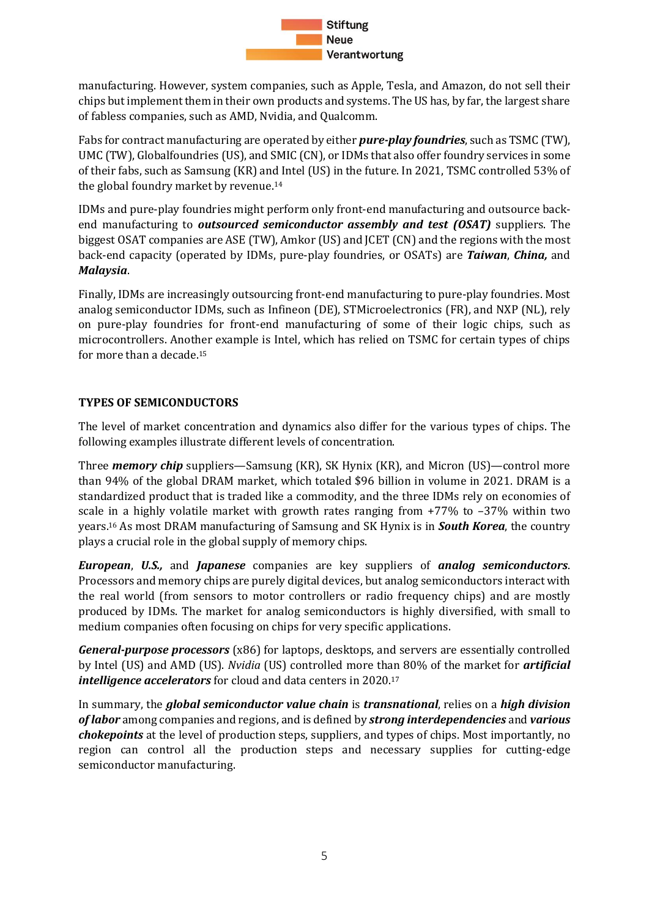manufacturing. However, system companies, such as Apple, Tesla, and Amazon, do not sell their chips but implement them in their own products and systems. The US has, by far, the largest share of fabless companies, such as AMD, Nvidia, and Qualcomm.

Fabs for contract manufacturing are operated by either ***pure-play foundries***, such as TSMC (TW), UMC (TW), Globalfoundries (US), and SMIC (CN), or IDMs that also offer foundry services in some of their fabs, such as Samsung (KR) and Intel (US) in the future. In 2021, TSMC controlled 53% of the global foundry market by revenue.[14]

IDMs and pure-play foundries might perform only front-end manufacturing and outsource back-end manufacturing to ***outsourced semiconductor assembly and test (OSAT)*** suppliers. The biggest OSAT companies are ASE (TW), Amkor (US) and JCET (CN) and the regions with the most back-end capacity (operated by IDMs, pure-play foundries, or OSATs) are ***Taiwan***, ***China,*** and ***Malaysia***.

Finally, IDMs are increasingly outsourcing front-end manufacturing to pure-play foundries. Most analog semiconductor IDMs, such as Infineon (DE), STMicroelectronics (FR), and NXP (NL), rely on pure-play foundries for front-end manufacturing of some of their logic chips, such as microcontrollers. Another example is Intel, which has relied on TSMC for certain types of chips for more than a decade.[15]

## TYPES OF SEMICONDUCTORS

The level of market concentration and dynamics also differ for the various types of chips. The following examples illustrate different levels of concentration.

Three ***memory chip*** suppliers—Samsung (KR), SK Hynix (KR), and Micron (US)—control more than 94% of the global DRAM market, which totaled $96 billion in volume in 2021. DRAM is a standardized product that is traded like a commodity, and the three IDMs rely on economies of scale in a highly volatile market with growth rates ranging from +77% to –37% within two years.[16] As most DRAM manufacturing of Samsung and SK Hynix is in ***South Korea***, the country plays a crucial role in the global supply of memory chips.

***European***, ***U.S.,*** and ***Japanese*** companies are key suppliers of ***analog semiconductors***. Processors and memory chips are purely digital devices, but analog semiconductors interact with the real world (from sensors to motor controllers or radio frequency chips) and are mostly produced by IDMs. The market for analog semiconductors is highly diversified, with small to medium companies often focusing on chips for very specific applications.

***General-purpose processors*** (x86) for laptops, desktops, and servers are essentially controlled by Intel (US) and AMD (US). *Nvidia* (US) controlled more than 80% of the market for ***artificial intelligence accelerators*** for cloud and data centers in 2020.[17]

In summary, the ***global semiconductor value chain*** is ***transnational***, relies on a ***high division of labor*** among companies and regions, and is defined by ***strong interdependencies*** and ***various chokepoints*** at the level of production steps, suppliers, and types of chips. Most importantly, no region can control all the production steps and necessary supplies for cutting-edge semiconductor manufacturing.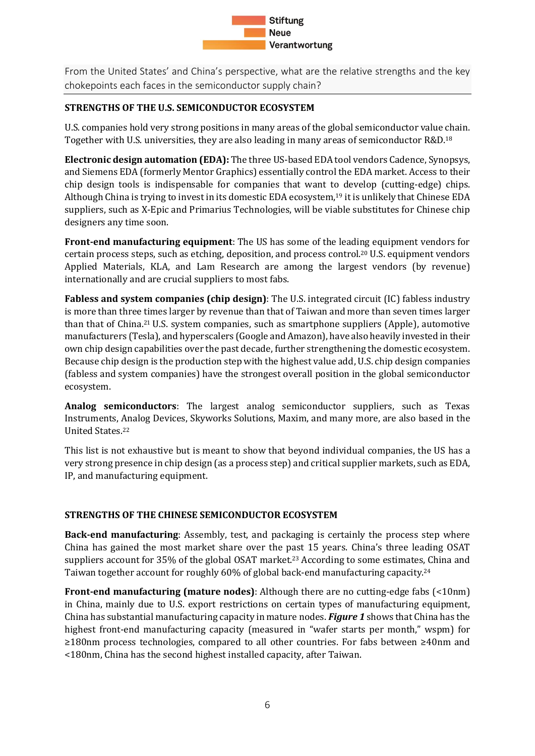From the United States' and China's perspective, what are the relative strengths and the key chokepoints each faces in the semiconductor supply chain?

### STRENGTHS OF THE U.S. SEMICONDUCTOR ECOSYSTEM

U.S. companies hold very strong positions in many areas of the global semiconductor value chain. Together with U.S. universities, they are also leading in many areas of semiconductor R&D.[18]

**Electronic design automation (EDA):** The three US-based EDA tool vendors Cadence, Synopsys, and Siemens EDA (formerly Mentor Graphics) essentially control the EDA market. Access to their chip design tools is indispensable for companies that want to develop (cutting-edge) chips. Although China is trying to invest in its domestic EDA ecosystem,[19] it is unlikely that Chinese EDA suppliers, such as X-Epic and Primarius Technologies, will be viable substitutes for Chinese chip designers any time soon.

**Front-end manufacturing equipment**: The US has some of the leading equipment vendors for certain process steps, such as etching, deposition, and process control.[20] U.S. equipment vendors Applied Materials, KLA, and Lam Research are among the largest vendors (by revenue) internationally and are crucial suppliers to most fabs.

**Fabless and system companies (chip design)**: The U.S. integrated circuit (IC) fabless industry is more than three times larger by revenue than that of Taiwan and more than seven times larger than that of China.[21] U.S. system companies, such as smartphone suppliers (Apple), automotive manufacturers (Tesla), and hyperscalers (Google and Amazon), have also heavily invested in their own chip design capabilities over the past decade, further strengthening the domestic ecosystem. Because chip design is the production step with the highest value add, U.S. chip design companies (fabless and system companies) have the strongest overall position in the global semiconductor ecosystem.

**Analog semiconductors**: The largest analog semiconductor suppliers, such as Texas Instruments, Analog Devices, Skyworks Solutions, Maxim, and many more, are also based in the United States.[22]

This list is not exhaustive but is meant to show that beyond individual companies, the US has a very strong presence in chip design (as a process step) and critical supplier markets, such as EDA, IP, and manufacturing equipment.

### STRENGTHS OF THE CHINESE SEMICONDUCTOR ECOSYSTEM

**Back-end manufacturing**: Assembly, test, and packaging is certainly the process step where China has gained the most market share over the past 15 years. China's three leading OSAT suppliers account for 35% of the global OSAT market.[23] According to some estimates, China and Taiwan together account for roughly 60% of global back-end manufacturing capacity.[24]

**Front-end manufacturing (mature nodes)**: Although there are no cutting-edge fabs (<10nm) in China, mainly due to U.S. export restrictions on certain types of manufacturing equipment, China has substantial manufacturing capacity in mature nodes. ***Figure 1*** shows that China has the highest front-end manufacturing capacity (measured in "wafer starts per month," wspm) for ≥180nm process technologies, compared to all other countries. For fabs between ≥40nm and <180nm, China has the second highest installed capacity, after Taiwan.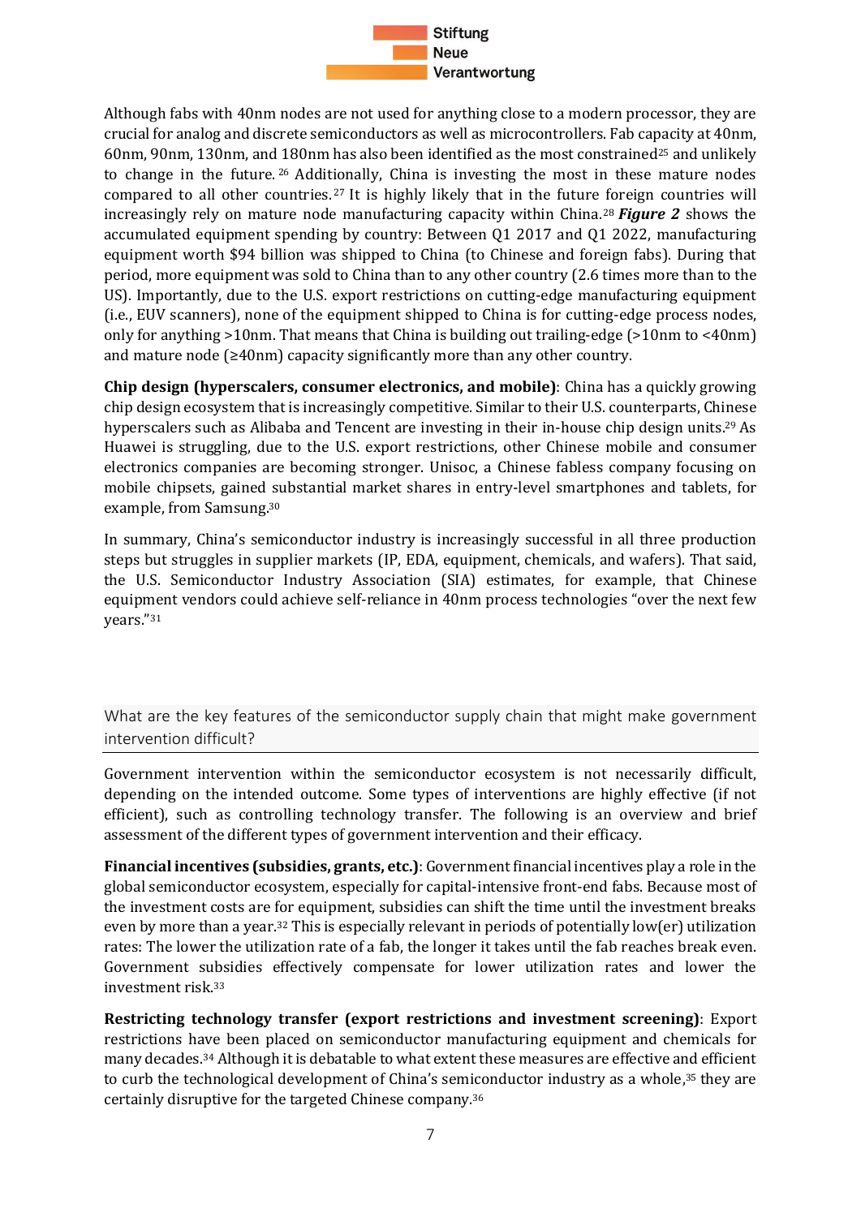Although fabs with 40nm nodes are not used for anything close to a modern processor, they are crucial for analog and discrete semiconductors as well as microcontrollers. Fab capacity at 40nm, 60nm, 90nm, 130nm, and 180nm has also been identified as the most constrained[25] and unlikely to change in the future.[26] Additionally, China is investing the most in these mature nodes compared to all other countries.[27] It is highly likely that in the future foreign countries will increasingly rely on mature node manufacturing capacity within China.[28] ***Figure 2*** shows the accumulated equipment spending by country: Between Q1 2017 and Q1 2022, manufacturing equipment worth $94 billion was shipped to China (to Chinese and foreign fabs). During that period, more equipment was sold to China than to any other country (2.6 times more than to the US). Importantly, due to the U.S. export restrictions on cutting-edge manufacturing equipment (i.e., EUV scanners), none of the equipment shipped to China is for cutting-edge process nodes, only for anything >10nm. That means that China is building out trailing-edge (>10nm to <40nm) and mature node (≥40nm) capacity significantly more than any other country.

**Chip design (hyperscalers, consumer electronics, and mobile)**: China has a quickly growing chip design ecosystem that is increasingly competitive. Similar to their U.S. counterparts, Chinese hyperscalers such as Alibaba and Tencent are investing in their in-house chip design units.[29] As Huawei is struggling, due to the U.S. export restrictions, other Chinese mobile and consumer electronics companies are becoming stronger. Unisoc, a Chinese fabless company focusing on mobile chipsets, gained substantial market shares in entry-level smartphones and tablets, for example, from Samsung.[30]

In summary, China's semiconductor industry is increasingly successful in all three production steps but struggles in supplier markets (IP, EDA, equipment, chemicals, and wafers). That said, the U.S. Semiconductor Industry Association (SIA) estimates, for example, that Chinese equipment vendors could achieve self-reliance in 40nm process technologies "over the next few years."[31]

## What are the key features of the semiconductor supply chain that might make government intervention difficult?

Government intervention within the semiconductor ecosystem is not necessarily difficult, depending on the intended outcome. Some types of interventions are highly effective (if not efficient), such as controlling technology transfer. The following is an overview and brief assessment of the different types of government intervention and their efficacy.

**Financial incentives (subsidies, grants, etc.)**: Government financial incentives play a role in the global semiconductor ecosystem, especially for capital-intensive front-end fabs. Because most of the investment costs are for equipment, subsidies can shift the time until the investment breaks even by more than a year.[32] This is especially relevant in periods of potentially low(er) utilization rates: The lower the utilization rate of a fab, the longer it takes until the fab reaches break even. Government subsidies effectively compensate for lower utilization rates and lower the investment risk.[33]

**Restricting technology transfer (export restrictions and investment screening)**: Export restrictions have been placed on semiconductor manufacturing equipment and chemicals for many decades.[34] Although it is debatable to what extent these measures are effective and efficient to curb the technological development of China's semiconductor industry as a whole,[35] they are certainly disruptive for the targeted Chinese company.[36]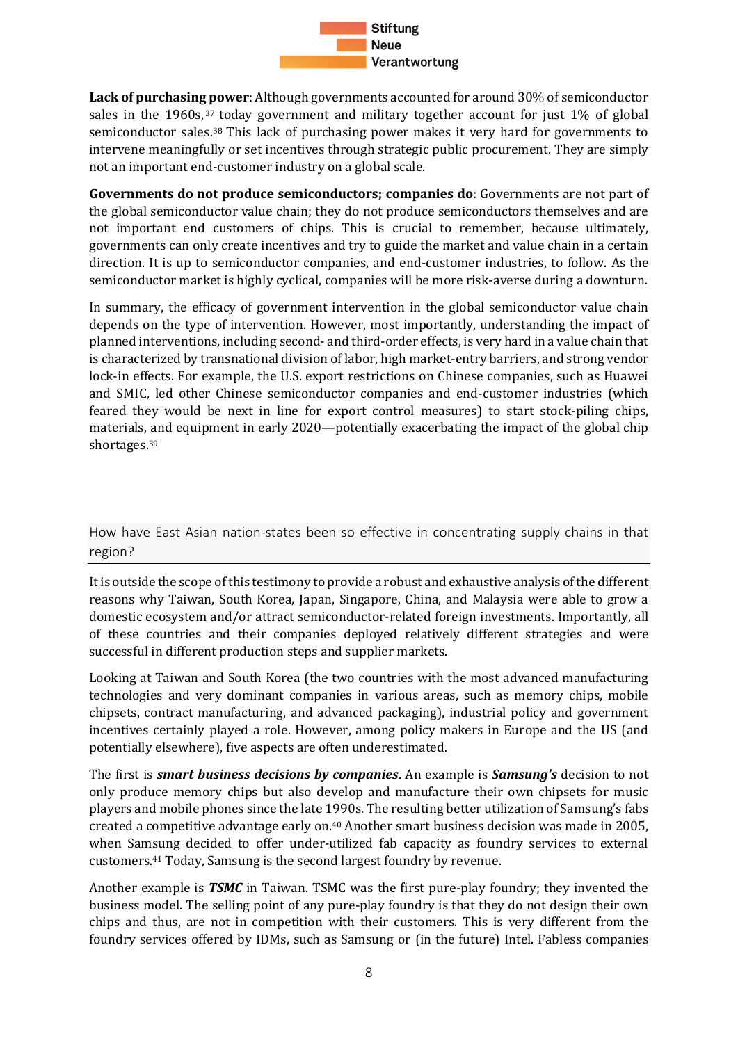**Lack of purchasing power**: Although governments accounted for around 30% of semiconductor sales in the 1960s,[37] today government and military together account for just 1% of global semiconductor sales.[38] This lack of purchasing power makes it very hard for governments to intervene meaningfully or set incentives through strategic public procurement. They are simply not an important end-customer industry on a global scale.

**Governments do not produce semiconductors; companies do**: Governments are not part of the global semiconductor value chain; they do not produce semiconductors themselves and are not important end customers of chips. This is crucial to remember, because ultimately, governments can only create incentives and try to guide the market and value chain in a certain direction. It is up to semiconductor companies, and end-customer industries, to follow. As the semiconductor market is highly cyclical, companies will be more risk-averse during a downturn.

In summary, the efficacy of government intervention in the global semiconductor value chain depends on the type of intervention. However, most importantly, understanding the impact of planned interventions, including second- and third-order effects, is very hard in a value chain that is characterized by transnational division of labor, high market-entry barriers, and strong vendor lock-in effects. For example, the U.S. export restrictions on Chinese companies, such as Huawei and SMIC, led other Chinese semiconductor companies and end-customer industries (which feared they would be next in line for export control measures) to start stock-piling chips, materials, and equipment in early 2020—potentially exacerbating the impact of the global chip shortages.[39]

## How have East Asian nation-states been so effective in concentrating supply chains in that region?

It is outside the scope of this testimony to provide a robust and exhaustive analysis of the different reasons why Taiwan, South Korea, Japan, Singapore, China, and Malaysia were able to grow a domestic ecosystem and/or attract semiconductor-related foreign investments. Importantly, all of these countries and their companies deployed relatively different strategies and were successful in different production steps and supplier markets.

Looking at Taiwan and South Korea (the two countries with the most advanced manufacturing technologies and very dominant companies in various areas, such as memory chips, mobile chipsets, contract manufacturing, and advanced packaging), industrial policy and government incentives certainly played a role. However, among policy makers in Europe and the US (and potentially elsewhere), five aspects are often underestimated.

The first is ***smart business decisions by companies***. An example is ***Samsung's*** decision to not only produce memory chips but also develop and manufacture their own chipsets for music players and mobile phones since the late 1990s. The resulting better utilization of Samsung's fabs created a competitive advantage early on.[40] Another smart business decision was made in 2005, when Samsung decided to offer under-utilized fab capacity as foundry services to external customers.[41] Today, Samsung is the second largest foundry by revenue.

Another example is ***TSMC*** in Taiwan. TSMC was the first pure-play foundry; they invented the business model. The selling point of any pure-play foundry is that they do not design their own chips and thus, are not in competition with their customers. This is very different from the foundry services offered by IDMs, such as Samsung or (in the future) Intel. Fabless companies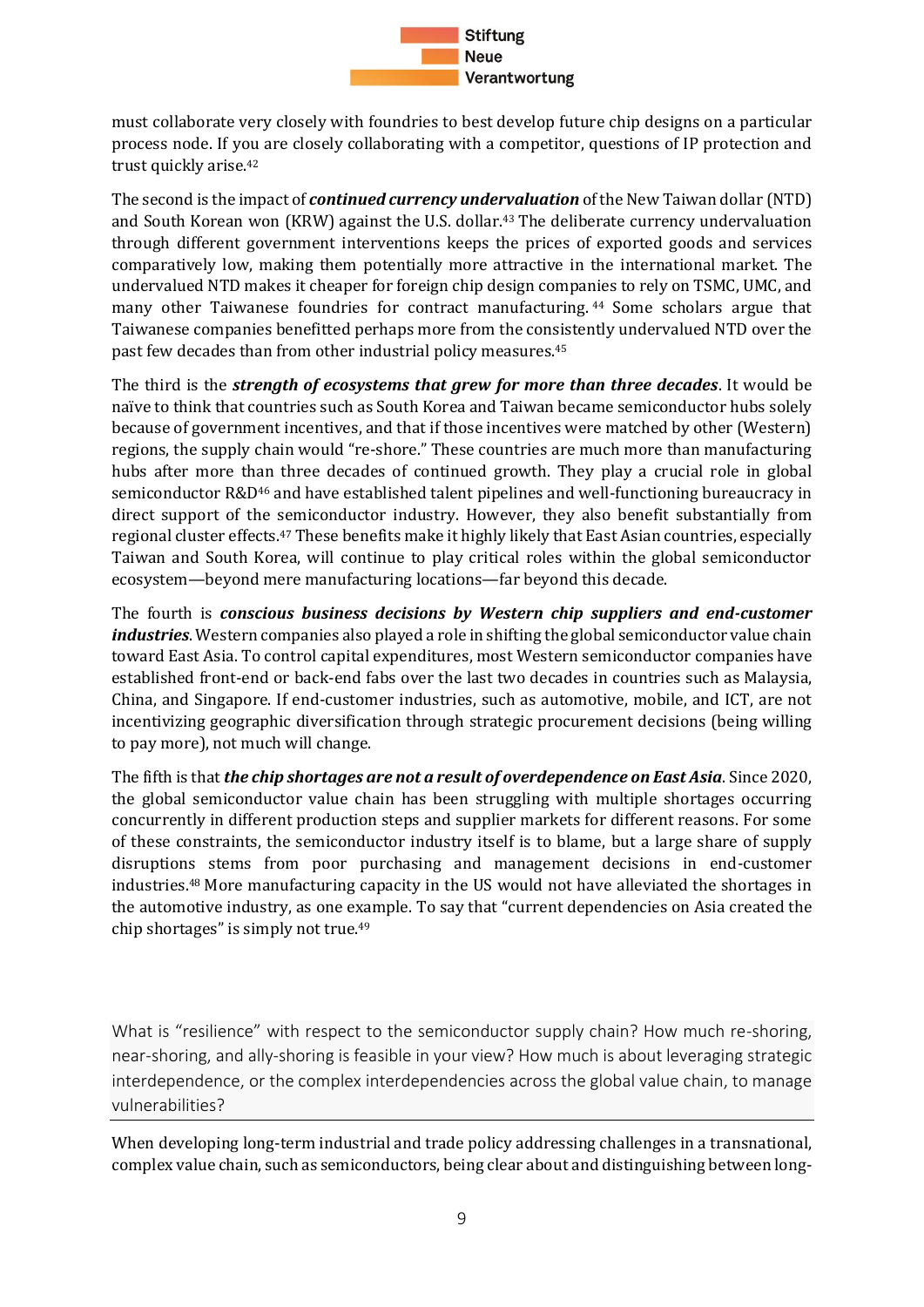must collaborate very closely with foundries to best develop future chip designs on a particular process node. If you are closely collaborating with a competitor, questions of IP protection and trust quickly arise.[42]

The second is the impact of ***continued currency undervaluation*** of the New Taiwan dollar (NTD) and South Korean won (KRW) against the U.S. dollar.[43] The deliberate currency undervaluation through different government interventions keeps the prices of exported goods and services comparatively low, making them potentially more attractive in the international market. The undervalued NTD makes it cheaper for foreign chip design companies to rely on TSMC, UMC, and many other Taiwanese foundries for contract manufacturing.[44] Some scholars argue that Taiwanese companies benefitted perhaps more from the consistently undervalued NTD over the past few decades than from other industrial policy measures.[45]

The third is the ***strength of ecosystems that grew for more than three decades***. It would be naïve to think that countries such as South Korea and Taiwan became semiconductor hubs solely because of government incentives, and that if those incentives were matched by other (Western) regions, the supply chain would "re-shore." These countries are much more than manufacturing hubs after more than three decades of continued growth. They play a crucial role in global semiconductor R&D[46] and have established talent pipelines and well-functioning bureaucracy in direct support of the semiconductor industry. However, they also benefit substantially from regional cluster effects.[47] These benefits make it highly likely that East Asian countries, especially Taiwan and South Korea, will continue to play critical roles within the global semiconductor ecosystem—beyond mere manufacturing locations—far beyond this decade.

The fourth is ***conscious business decisions by Western chip suppliers and end-customer industries***. Western companies also played a role in shifting the global semiconductor value chain toward East Asia. To control capital expenditures, most Western semiconductor companies have established front-end or back-end fabs over the last two decades in countries such as Malaysia, China, and Singapore. If end-customer industries, such as automotive, mobile, and ICT, are not incentivizing geographic diversification through strategic procurement decisions (being willing to pay more), not much will change.

The fifth is that ***the chip shortages are not a result of overdependence on East Asia***. Since 2020, the global semiconductor value chain has been struggling with multiple shortages occurring concurrently in different production steps and supplier markets for different reasons. For some of these constraints, the semiconductor industry itself is to blame, but a large share of supply disruptions stems from poor purchasing and management decisions in end-customer industries.[48] More manufacturing capacity in the US would not have alleviated the shortages in the automotive industry, as one example. To say that "current dependencies on Asia created the chip shortages" is simply not true.[49]

What is "resilience" with respect to the semiconductor supply chain? How much re-shoring, near-shoring, and ally-shoring is feasible in your view? How much is about leveraging strategic interdependence, or the complex interdependencies across the global value chain, to manage vulnerabilities?

When developing long-term industrial and trade policy addressing challenges in a transnational, complex value chain, such as semiconductors, being clear about and distinguishing between long-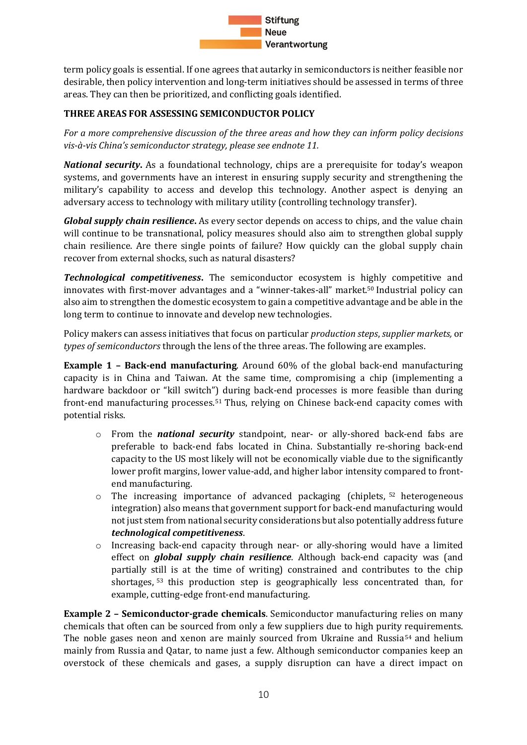term policy goals is essential. If one agrees that autarky in semiconductors is neither feasible nor desirable, then policy intervention and long-term initiatives should be assessed in terms of three areas. They can then be prioritized, and conflicting goals identified.

**THREE AREAS FOR ASSESSING SEMICONDUCTOR POLICY**

*For a more comprehensive discussion of the three areas and how they can inform policy decisions vis-à-vis China's semiconductor strategy, please see endnote 11.*

***National security***. As a foundational technology, chips are a prerequisite for today's weapon systems, and governments have an interest in ensuring supply security and strengthening the military's capability to access and develop this technology. Another aspect is denying an adversary access to technology with military utility (controlling technology transfer).

***Global supply chain resilience***. As every sector depends on access to chips, and the value chain will continue to be transnational, policy measures should also aim to strengthen global supply chain resilience. Are there single points of failure? How quickly can the global supply chain recover from external shocks, such as natural disasters?

***Technological competitiveness***. The semiconductor ecosystem is highly competitive and innovates with first-mover advantages and a "winner-takes-all" market.[50] Industrial policy can also aim to strengthen the domestic ecosystem to gain a competitive advantage and be able in the long term to continue to innovate and develop new technologies.

Policy makers can assess initiatives that focus on particular *production steps*, *supplier markets,* or *types of semiconductors* through the lens of the three areas. The following are examples.

**Example 1 – Back-end manufacturing**. Around 60% of the global back-end manufacturing capacity is in China and Taiwan. At the same time, compromising a chip (implementing a hardware backdoor or "kill switch") during back-end processes is more feasible than during front-end manufacturing processes.[51] Thus, relying on Chinese back-end capacity comes with potential risks.

- From the ***national security*** standpoint, near- or ally-shored back-end fabs are preferable to back-end fabs located in China. Substantially re-shoring back-end capacity to the US most likely will not be economically viable due to the significantly lower profit margins, lower value-add, and higher labor intensity compared to front-end manufacturing.
- The increasing importance of advanced packaging (chiplets,[52] heterogeneous integration) also means that government support for back-end manufacturing would not just stem from national security considerations but also potentially address future ***technological competitiveness***.
- Increasing back-end capacity through near- or ally-shoring would have a limited effect on ***global supply chain resilience***. Although back-end capacity was (and partially still is at the time of writing) constrained and contributes to the chip shortages,[53] this production step is geographically less concentrated than, for example, cutting-edge front-end manufacturing.

**Example 2 – Semiconductor-grade chemicals**. Semiconductor manufacturing relies on many chemicals that often can be sourced from only a few suppliers due to high purity requirements. The noble gases neon and xenon are mainly sourced from Ukraine and Russia[54] and helium mainly from Russia and Qatar, to name just a few. Although semiconductor companies keep an overstock of these chemicals and gases, a supply disruption can have a direct impact on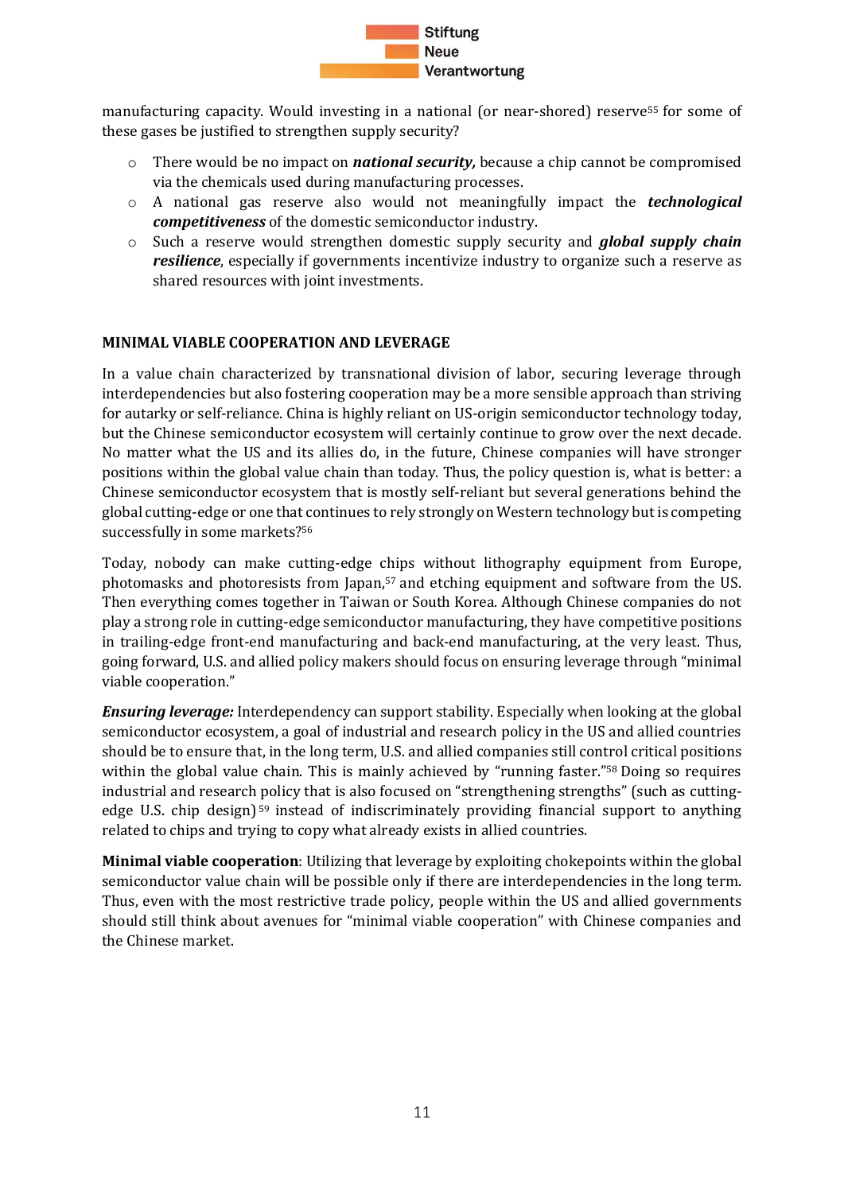manufacturing capacity. Would investing in a national (or near-shored) reserve[55] for some of these gases be justified to strengthen supply security?

- There would be no impact on ***national security,*** because a chip cannot be compromised via the chemicals used during manufacturing processes.
- A national gas reserve also would not meaningfully impact the ***technological competitiveness*** of the domestic semiconductor industry.
- Such a reserve would strengthen domestic supply security and ***global supply chain resilience***, especially if governments incentivize industry to organize such a reserve as shared resources with joint investments.

## MINIMAL VIABLE COOPERATION AND LEVERAGE

In a value chain characterized by transnational division of labor, securing leverage through interdependencies but also fostering cooperation may be a more sensible approach than striving for autarky or self-reliance. China is highly reliant on US-origin semiconductor technology today, but the Chinese semiconductor ecosystem will certainly continue to grow over the next decade. No matter what the US and its allies do, in the future, Chinese companies will have stronger positions within the global value chain than today. Thus, the policy question is, what is better: a Chinese semiconductor ecosystem that is mostly self-reliant but several generations behind the global cutting-edge or one that continues to rely strongly on Western technology but is competing successfully in some markets?[56]

Today, nobody can make cutting-edge chips without lithography equipment from Europe, photomasks and photoresists from Japan,[57] and etching equipment and software from the US. Then everything comes together in Taiwan or South Korea. Although Chinese companies do not play a strong role in cutting-edge semiconductor manufacturing, they have competitive positions in trailing-edge front-end manufacturing and back-end manufacturing, at the very least. Thus, going forward, U.S. and allied policy makers should focus on ensuring leverage through "minimal viable cooperation."

***Ensuring leverage:*** Interdependency can support stability. Especially when looking at the global semiconductor ecosystem, a goal of industrial and research policy in the US and allied countries should be to ensure that, in the long term, U.S. and allied companies still control critical positions within the global value chain. This is mainly achieved by "running faster."[58] Doing so requires industrial and research policy that is also focused on "strengthening strengths" (such as cutting-edge U.S. chip design)[59] instead of indiscriminately providing financial support to anything related to chips and trying to copy what already exists in allied countries.

**Minimal viable cooperation**: Utilizing that leverage by exploiting chokepoints within the global semiconductor value chain will be possible only if there are interdependencies in the long term. Thus, even with the most restrictive trade policy, people within the US and allied governments should still think about avenues for "minimal viable cooperation" with Chinese companies and the Chinese market.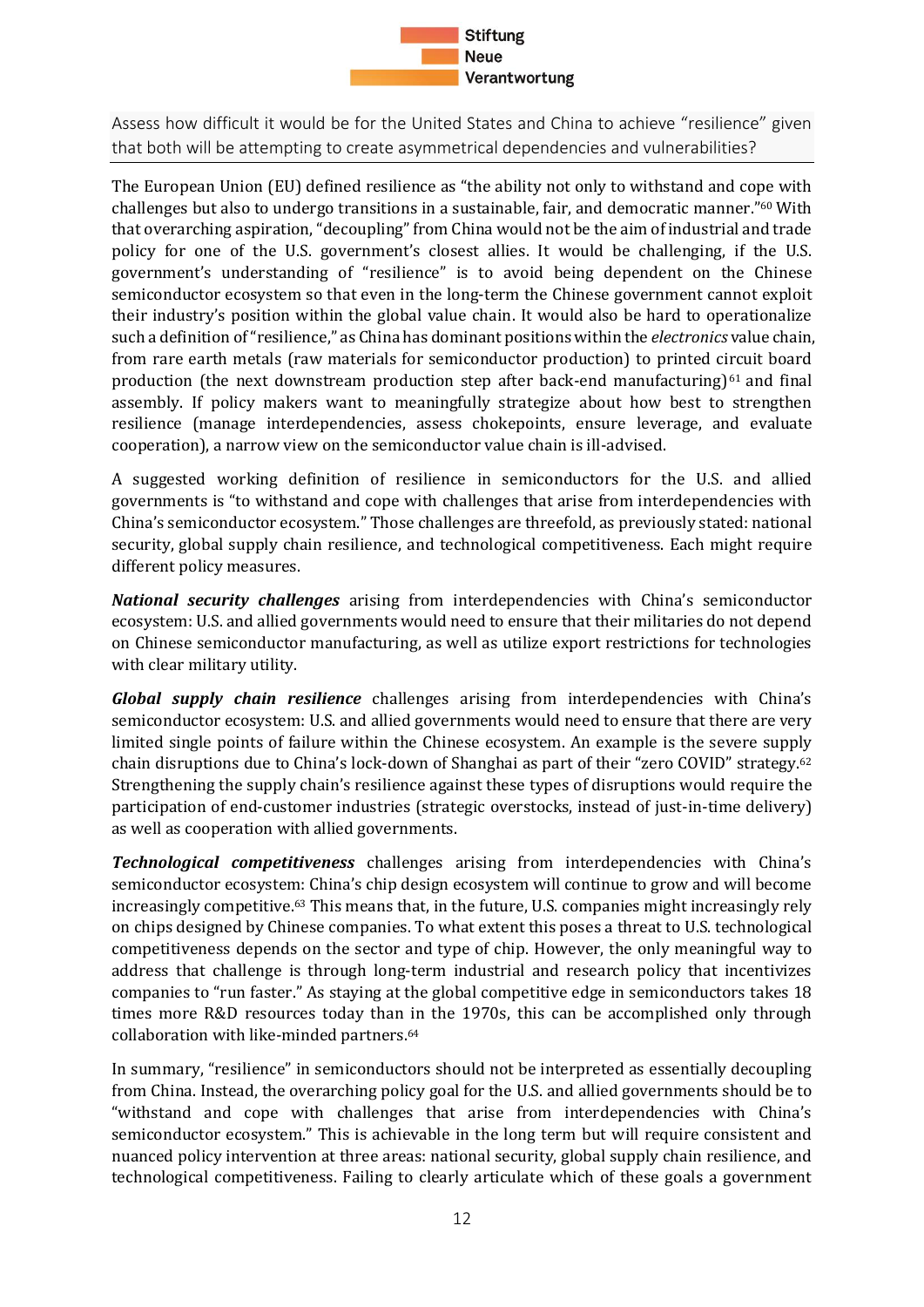## Assess how difficult it would be for the United States and China to achieve "resilience" given that both will be attempting to create asymmetrical dependencies and vulnerabilities?

The European Union (EU) defined resilience as "the ability not only to withstand and cope with challenges but also to undergo transitions in a sustainable, fair, and democratic manner."[60] With that overarching aspiration, "decoupling" from China would not be the aim of industrial and trade policy for one of the U.S. government's closest allies. It would be challenging, if the U.S. government's understanding of "resilience" is to avoid being dependent on the Chinese semiconductor ecosystem so that even in the long-term the Chinese government cannot exploit their industry's position within the global value chain. It would also be hard to operationalize such a definition of "resilience," as China has dominant positions within the *electronics* value chain, from rare earth metals (raw materials for semiconductor production) to printed circuit board production (the next downstream production step after back-end manufacturing)[61] and final assembly. If policy makers want to meaningfully strategize about how best to strengthen resilience (manage interdependencies, assess chokepoints, ensure leverage, and evaluate cooperation), a narrow view on the semiconductor value chain is ill-advised.

A suggested working definition of resilience in semiconductors for the U.S. and allied governments is "to withstand and cope with challenges that arise from interdependencies with China's semiconductor ecosystem." Those challenges are threefold, as previously stated: national security, global supply chain resilience, and technological competitiveness. Each might require different policy measures.

***National security challenges*** arising from interdependencies with China's semiconductor ecosystem: U.S. and allied governments would need to ensure that their militaries do not depend on Chinese semiconductor manufacturing, as well as utilize export restrictions for technologies with clear military utility.

***Global supply chain resilience*** challenges arising from interdependencies with China's semiconductor ecosystem: U.S. and allied governments would need to ensure that there are very limited single points of failure within the Chinese ecosystem. An example is the severe supply chain disruptions due to China's lock-down of Shanghai as part of their "zero COVID" strategy.[62] Strengthening the supply chain's resilience against these types of disruptions would require the participation of end-customer industries (strategic overstocks, instead of just-in-time delivery) as well as cooperation with allied governments.

***Technological competitiveness*** challenges arising from interdependencies with China's semiconductor ecosystem: China's chip design ecosystem will continue to grow and will become increasingly competitive.[63] This means that, in the future, U.S. companies might increasingly rely on chips designed by Chinese companies. To what extent this poses a threat to U.S. technological competitiveness depends on the sector and type of chip. However, the only meaningful way to address that challenge is through long-term industrial and research policy that incentivizes companies to "run faster." As staying at the global competitive edge in semiconductors takes 18 times more R&D resources today than in the 1970s, this can be accomplished only through collaboration with like-minded partners.[64]

In summary, "resilience" in semiconductors should not be interpreted as essentially decoupling from China. Instead, the overarching policy goal for the U.S. and allied governments should be to "withstand and cope with challenges that arise from interdependencies with China's semiconductor ecosystem." This is achievable in the long term but will require consistent and nuanced policy intervention at three areas: national security, global supply chain resilience, and technological competitiveness. Failing to clearly articulate which of these goals a government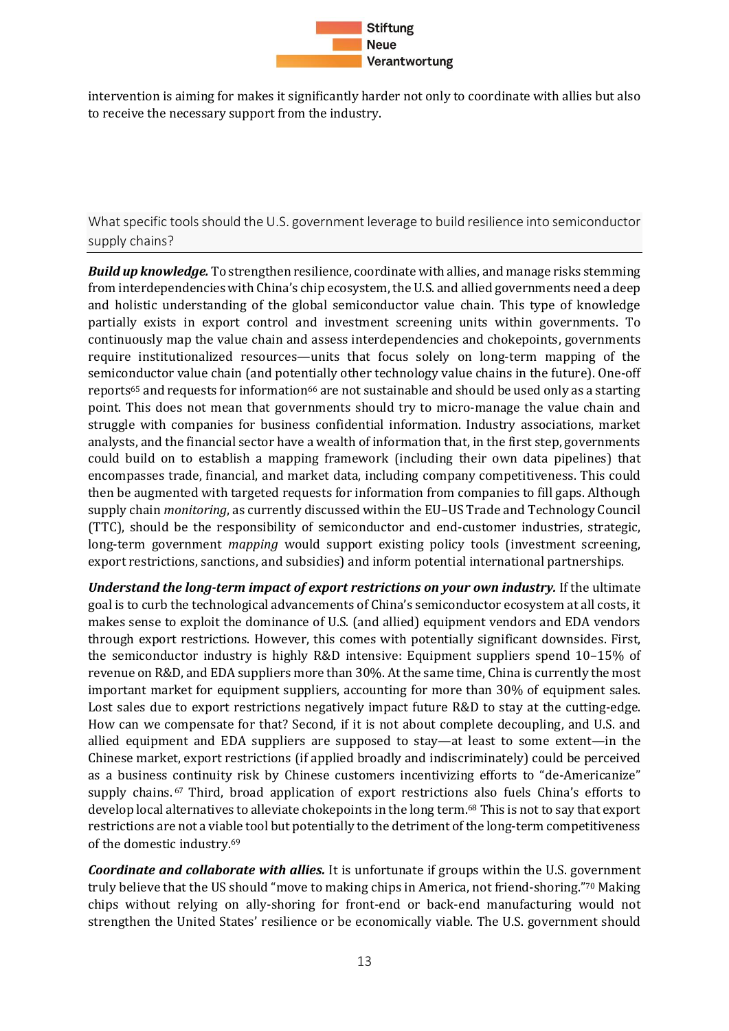intervention is aiming for makes it significantly harder not only to coordinate with allies but also to receive the necessary support from the industry.

## What specific tools should the U.S. government leverage to build resilience into semiconductor supply chains?

***Build up knowledge.*** To strengthen resilience, coordinate with allies, and manage risks stemming from interdependencies with China's chip ecosystem, the U.S. and allied governments need a deep and holistic understanding of the global semiconductor value chain. This type of knowledge partially exists in export control and investment screening units within governments. To continuously map the value chain and assess interdependencies and chokepoints, governments require institutionalized resources—units that focus solely on long-term mapping of the semiconductor value chain (and potentially other technology value chains in the future). One-off reports[65] and requests for information[66] are not sustainable and should be used only as a starting point. This does not mean that governments should try to micro-manage the value chain and struggle with companies for business confidential information. Industry associations, market analysts, and the financial sector have a wealth of information that, in the first step, governments could build on to establish a mapping framework (including their own data pipelines) that encompasses trade, financial, and market data, including company competitiveness. This could then be augmented with targeted requests for information from companies to fill gaps. Although supply chain *monitoring*, as currently discussed within the EU–US Trade and Technology Council (TTC), should be the responsibility of semiconductor and end-customer industries, strategic, long-term government *mapping* would support existing policy tools (investment screening, export restrictions, sanctions, and subsidies) and inform potential international partnerships.

***Understand the long-term impact of export restrictions on your own industry.*** If the ultimate goal is to curb the technological advancements of China's semiconductor ecosystem at all costs, it makes sense to exploit the dominance of U.S. (and allied) equipment vendors and EDA vendors through export restrictions. However, this comes with potentially significant downsides. First, the semiconductor industry is highly R&D intensive: Equipment suppliers spend 10–15% of revenue on R&D, and EDA suppliers more than 30%. At the same time, China is currently the most important market for equipment suppliers, accounting for more than 30% of equipment sales. Lost sales due to export restrictions negatively impact future R&D to stay at the cutting-edge. How can we compensate for that? Second, if it is not about complete decoupling, and U.S. and allied equipment and EDA suppliers are supposed to stay—at least to some extent—in the Chinese market, export restrictions (if applied broadly and indiscriminately) could be perceived as a business continuity risk by Chinese customers incentivizing efforts to "de-Americanize" supply chains.[67] Third, broad application of export restrictions also fuels China's efforts to develop local alternatives to alleviate chokepoints in the long term.[68] This is not to say that export restrictions are not a viable tool but potentially to the detriment of the long-term competitiveness of the domestic industry.[69]

***Coordinate and collaborate with allies.*** It is unfortunate if groups within the U.S. government truly believe that the US should "move to making chips in America, not friend-shoring."[70] Making chips without relying on ally-shoring for front-end or back-end manufacturing would not strengthen the United States' resilience or be economically viable. The U.S. government should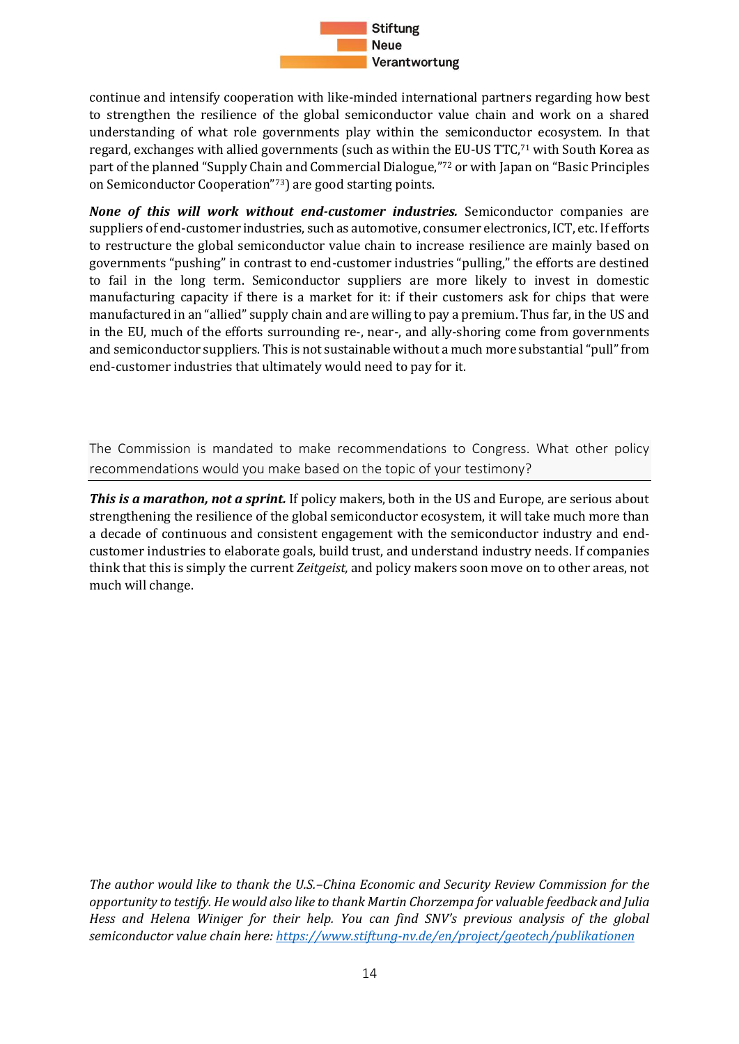continue and intensify cooperation with like-minded international partners regarding how best to strengthen the resilience of the global semiconductor value chain and work on a shared understanding of what role governments play within the semiconductor ecosystem. In that regard, exchanges with allied governments (such as within the EU-US TTC,[71] with South Korea as part of the planned "Supply Chain and Commercial Dialogue,"[72] or with Japan on "Basic Principles on Semiconductor Cooperation"[73]) are good starting points.

***None of this will work without end-customer industries.*** Semiconductor companies are suppliers of end-customer industries, such as automotive, consumer electronics, ICT, etc. If efforts to restructure the global semiconductor value chain to increase resilience are mainly based on governments "pushing" in contrast to end-customer industries "pulling," the efforts are destined to fail in the long term. Semiconductor suppliers are more likely to invest in domestic manufacturing capacity if there is a market for it: if their customers ask for chips that were manufactured in an "allied" supply chain and are willing to pay a premium. Thus far, in the US and in the EU, much of the efforts surrounding re-, near-, and ally-shoring come from governments and semiconductor suppliers. This is not sustainable without a much more substantial "pull" from end-customer industries that ultimately would need to pay for it.

The Commission is mandated to make recommendations to Congress. What other policy recommendations would you make based on the topic of your testimony?

***This is a marathon, not a sprint.*** If policy makers, both in the US and Europe, are serious about strengthening the resilience of the global semiconductor ecosystem, it will take much more than a decade of continuous and consistent engagement with the semiconductor industry and end-customer industries to elaborate goals, build trust, and understand industry needs. If companies think that this is simply the current *Zeitgeist,* and policy makers soon move on to other areas, not much will change.

*The author would like to thank the U.S.–China Economic and Security Review Commission for the opportunity to testify. He would also like to thank Martin Chorzempa for valuable feedback and Julia Hess and Helena Winiger for their help. You can find SNV's previous analysis of the global semiconductor value chain here: [https://www.stiftung-nv.de/en/project/geotech/publikationen](https://www.stiftung-nv.de/en/project/geotech/publikationen)*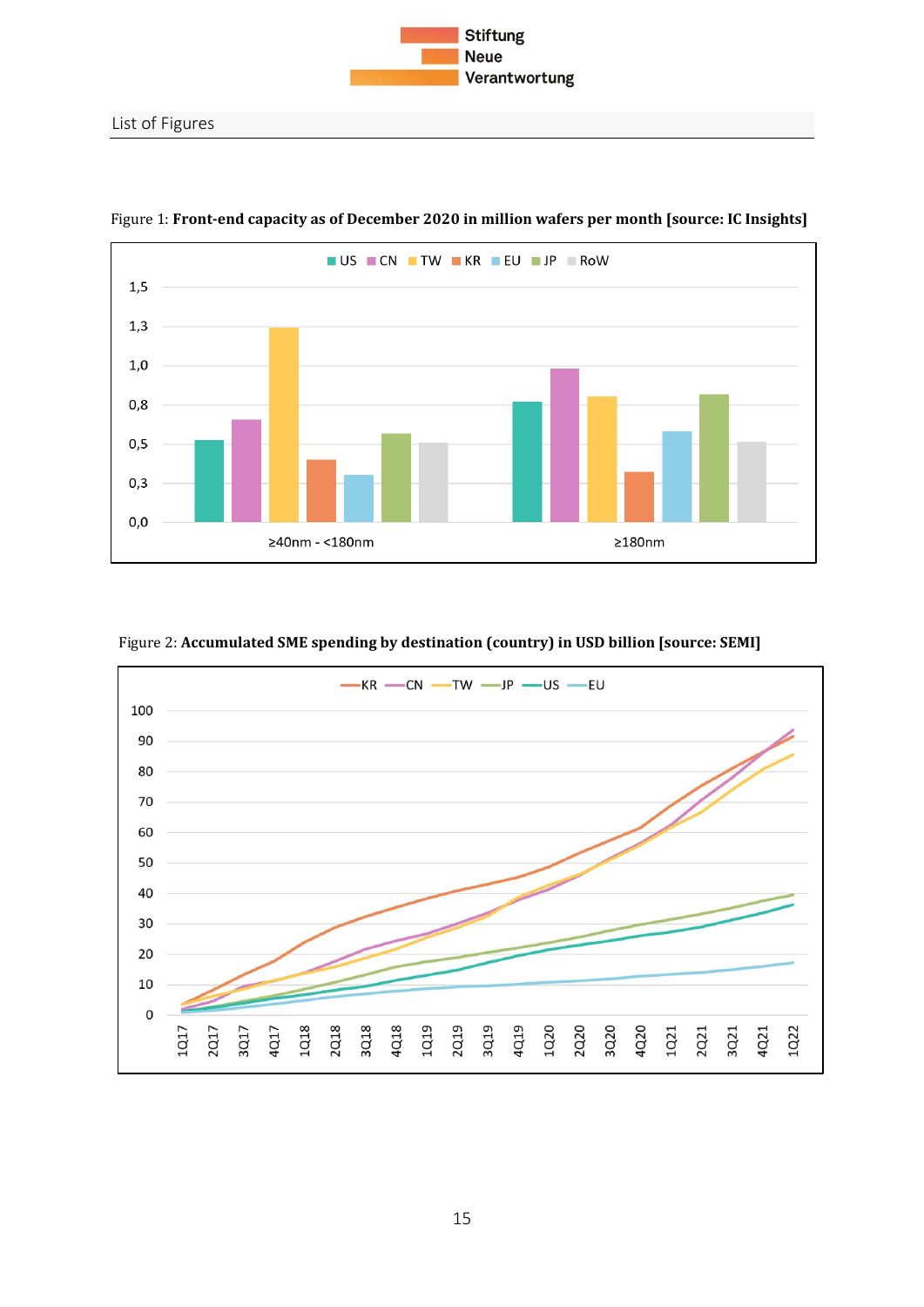List of Figures

Figure 1: **Front-end capacity as of December 2020 in million wafers per month [source: IC Insights]**

Figure 2: **Accumulated SME spending by destination (country) in USD billion [source: SEMI]**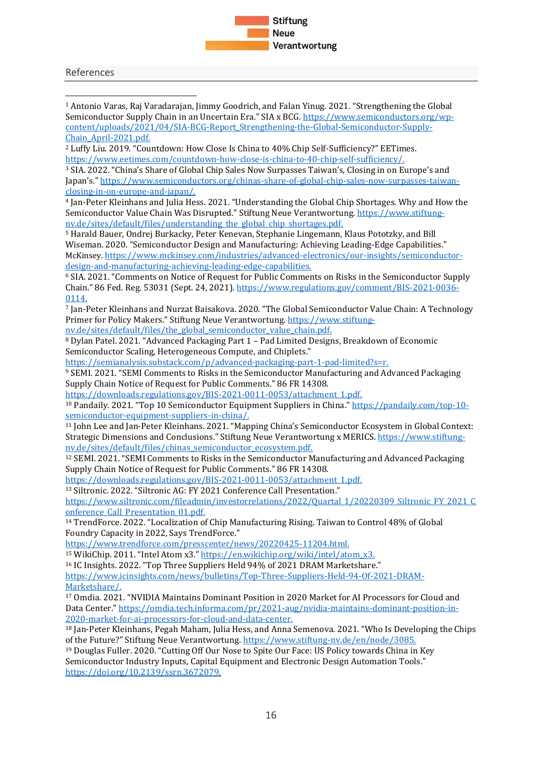## References

[1] Antonio Varas, Raj Varadarajan, Jimmy Goodrich, and Falan Yinug. 2021. "Strengthening the Global Semiconductor Supply Chain in an Uncertain Era." SIA x BCG. https://www.semiconductors.org/wp-content/uploads/2021/04/SIA-BCG-Report_Strengthening-the-Global-Semiconductor-Supply-Chain_April-2021.pdf.

[2] Luffy Liu. 2019. "Countdown: How Close Is China to 40% Chip Self-Sufficiency?" EETimes. https://www.eetimes.com/countdown-how-close-is-china-to-40-chip-self-sufficiency/.

[3] SIA. 2022. "China's Share of Global Chip Sales Now Surpasses Taiwan's, Closing in on Europe's and Japan's." https://www.semiconductors.org/chinas-share-of-global-chip-sales-now-surpasses-taiwan-closing-in-on-europe-and-japan/.

[4] Jan-Peter Kleinhans and Julia Hess. 2021. "Understanding the Global Chip Shortages. Why and How the Semiconductor Value Chain Was Disrupted." Stiftung Neue Verantwortung. https://www.stiftung-nv.de/sites/default/files/understanding_the_global_chip_shortages.pdf.

[5] Harald Bauer, Ondrej Burkacky, Peter Kenevan, Stephanie Lingemann, Klaus Pototzky, and Bill Wiseman. 2020. "Semiconductor Design and Manufacturing: Achieving Leading-Edge Capabilities." McKinsey. https://www.mckinsey.com/industries/advanced-electronics/our-insights/semiconductor-design-and-manufacturing-achieving-leading-edge-capabilities.

[6] SIA. 2021. "Comments on Notice of Request for Public Comments on Risks in the Semiconductor Supply Chain." 86 Fed. Reg. 53031 (Sept. 24, 2021). https://www.regulations.gov/comment/BIS-2021-0036-0114.

[7] Jan-Peter Kleinhans and Nurzat Baisakova. 2020. "The Global Semiconductor Value Chain: A Technology Primer for Policy Makers." Stiftung Neue Verantwortung. https://www.stiftung-nv.de/sites/default/files/the_global_semiconductor_value_chain.pdf.

[8] Dylan Patel. 2021. "Advanced Packaging Part 1 – Pad Limited Designs, Breakdown of Economic Semiconductor Scaling, Heterogeneous Compute, and Chiplets." https://semianalysis.substack.com/p/advanced-packaging-part-1-pad-limited?s=r.

[9] SEMI. 2021. "SEMI Comments to Risks in the Semiconductor Manufacturing and Advanced Packaging Supply Chain Notice of Request for Public Comments." 86 FR 14308. https://downloads.regulations.gov/BIS-2021-0011-0053/attachment_1.pdf.

[10] Pandaily. 2021. "Top 10 Semiconductor Equipment Suppliers in China." https://pandaily.com/top-10-semiconductor-equipment-suppliers-in-china/.

[11] John Lee and Jan-Peter Kleinhans. 2021. "Mapping China's Semiconductor Ecosystem in Global Context: Strategic Dimensions and Conclusions." Stiftung Neue Verantwortung x MERICS. https://www.stiftung-nv.de/sites/default/files/chinas_semiconductor_ecosystem.pdf.

[12] SEMI. 2021. "SEMI Comments to Risks in the Semiconductor Manufacturing and Advanced Packaging Supply Chain Notice of Request for Public Comments." 86 FR 14308. https://downloads.regulations.gov/BIS-2021-0011-0053/attachment_1.pdf.

[13] Siltronic. 2022. "Siltronic AG: FY 2021 Conference Call Presentation." https://www.siltronic.com/fileadmin/investorrelations/2022/Quartal_1/20220309_Siltronic_FY_2021_Conference_Call_Presentation_01.pdf.

[14] TrendForce. 2022. "Localization of Chip Manufacturing Rising. Taiwan to Control 48% of Global Foundry Capacity in 2022, Says TrendForce." https://www.trendforce.com/presscenter/news/20220425-11204.html.

[15] WikiChip. 2011. "Intel Atom x3." https://en.wikichip.org/wiki/intel/atom_x3.

[16] IC Insights. 2022. "Top Three Suppliers Held 94% of 2021 DRAM Marketshare." https://www.icinsights.com/news/bulletins/Top-Three-Suppliers-Held-94-Of-2021-DRAM-Marketshare/.

[17] Omdia. 2021. "NVIDIA Maintains Dominant Position in 2020 Market for AI Processors for Cloud and Data Center." https://omdia.tech.informa.com/pr/2021-aug/nvidia-maintains-dominant-position-in-2020-market-for-ai-processors-for-cloud-and-data-center.

[18] Jan-Peter Kleinhans, Pegah Maham, Julia Hess, and Anna Semenova. 2021. "Who Is Developing the Chips of the Future?" Stiftung Neue Verantwortung. https://www.stiftung-nv.de/en/node/3085.

[19] Douglas Fuller. 2020. "Cutting Off Our Nose to Spite Our Face: US Policy towards China in Key Semiconductor Industry Inputs, Capital Equipment and Electronic Design Automation Tools." https://doi.org/10.2139/ssrn.3672079.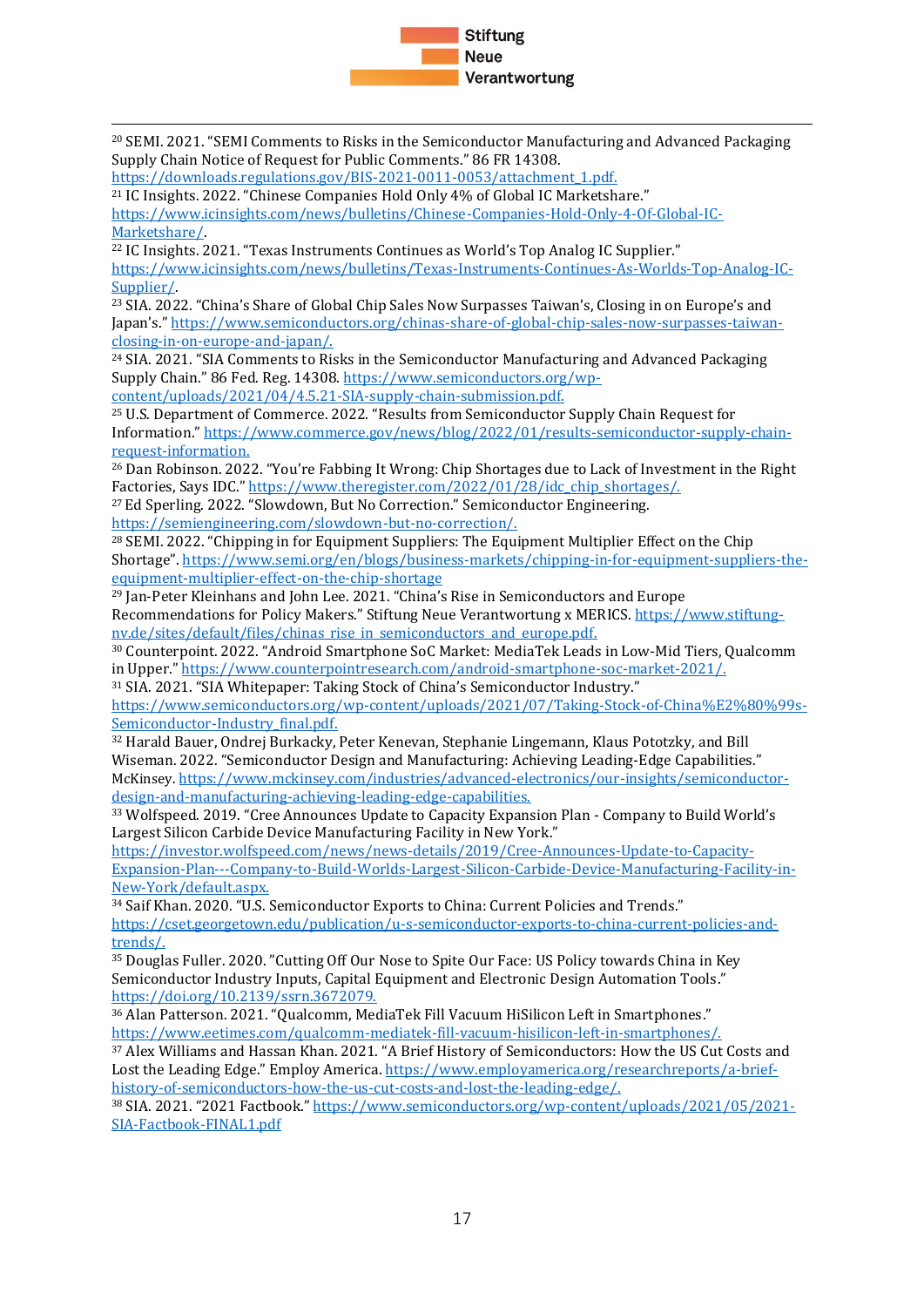[20] SEMI. 2021. "SEMI Comments to Risks in the Semiconductor Manufacturing and Advanced Packaging Supply Chain Notice of Request for Public Comments." 86 FR 14308. https://downloads.regulations.gov/BIS-2021-0011-0053/attachment_1.pdf.

[21] IC Insights. 2022. "Chinese Companies Hold Only 4% of Global IC Marketshare." https://www.icinsights.com/news/bulletins/Chinese-Companies-Hold-Only-4-Of-Global-IC-Marketshare/.

[22] IC Insights. 2021. "Texas Instruments Continues as World's Top Analog IC Supplier." https://www.icinsights.com/news/bulletins/Texas-Instruments-Continues-As-Worlds-Top-Analog-IC-Supplier/.

[23] SIA. 2022. "China's Share of Global Chip Sales Now Surpasses Taiwan's, Closing in on Europe's and Japan's." https://www.semiconductors.org/chinas-share-of-global-chip-sales-now-surpasses-taiwan-closing-in-on-europe-and-japan/.

[24] SIA. 2021. "SIA Comments to Risks in the Semiconductor Manufacturing and Advanced Packaging Supply Chain." 86 Fed. Reg. 14308. https://www.semiconductors.org/wp-content/uploads/2021/04/4.5.21-SIA-supply-chain-submission.pdf.

[25] U.S. Department of Commerce. 2022. "Results from Semiconductor Supply Chain Request for Information." https://www.commerce.gov/news/blog/2022/01/results-semiconductor-supply-chain-request-information.

[26] Dan Robinson. 2022. "You're Fabbing It Wrong: Chip Shortages due to Lack of Investment in the Right Factories, Says IDC." https://www.theregister.com/2022/01/28/idc_chip_shortages/.

[27] Ed Sperling. 2022. "Slowdown, But No Correction." Semiconductor Engineering. https://semiengineering.com/slowdown-but-no-correction/.

[28] SEMI. 2022. "Chipping in for Equipment Suppliers: The Equipment Multiplier Effect on the Chip Shortage". https://www.semi.org/en/blogs/business-markets/chipping-in-for-equipment-suppliers-the-equipment-multiplier-effect-on-the-chip-shortage

[29] Jan-Peter Kleinhans and John Lee. 2021. "China's Rise in Semiconductors and Europe Recommendations for Policy Makers." Stiftung Neue Verantwortung x MERICS. https://www.stiftung-nv.de/sites/default/files/chinas_rise_in_semiconductors_and_europe.pdf.

[30] Counterpoint. 2022. "Android Smartphone SoC Market: MediaTek Leads in Low-Mid Tiers, Qualcomm in Upper." https://www.counterpointresearch.com/android-smartphone-soc-market-2021/.

[31] SIA. 2021. "SIA Whitepaper: Taking Stock of China's Semiconductor Industry." https://www.semiconductors.org/wp-content/uploads/2021/07/Taking-Stock-of-China%E2%80%99s-Semiconductor-Industry_final.pdf.

[32] Harald Bauer, Ondrej Burkacky, Peter Kenevan, Stephanie Lingemann, Klaus Pototzky, and Bill Wiseman. 2022. "Semiconductor Design and Manufacturing: Achieving Leading-Edge Capabilities." McKinsey. https://www.mckinsey.com/industries/advanced-electronics/our-insights/semiconductor-design-and-manufacturing-achieving-leading-edge-capabilities.

[33] Wolfspeed. 2019. "Cree Announces Update to Capacity Expansion Plan - Company to Build World's Largest Silicon Carbide Device Manufacturing Facility in New York." https://investor.wolfspeed.com/news/news-details/2019/Cree-Announces-Update-to-Capacity-Expansion-Plan---Company-to-Build-Worlds-Largest-Silicon-Carbide-Device-Manufacturing-Facility-in-New-York/default.aspx.

[34] Saif Khan. 2020. "U.S. Semiconductor Exports to China: Current Policies and Trends." https://cset.georgetown.edu/publication/u-s-semiconductor-exports-to-china-current-policies-and-trends/.

[35] Douglas Fuller. 2020. "Cutting Off Our Nose to Spite Our Face: US Policy towards China in Key Semiconductor Industry Inputs, Capital Equipment and Electronic Design Automation Tools." https://doi.org/10.2139/ssrn.3672079.

[36] Alan Patterson. 2021. "Qualcomm, MediaTek Fill Vacuum HiSilicon Left in Smartphones." https://www.eetimes.com/qualcomm-mediatek-fill-vacuum-hisilicon-left-in-smartphones/.

[37] Alex Williams and Hassan Khan. 2021. "A Brief History of Semiconductors: How the US Cut Costs and Lost the Leading Edge." Employ America. https://www.employamerica.org/researchreports/a-brief-history-of-semiconductors-how-the-us-cut-costs-and-lost-the-leading-edge/.

[38] SIA. 2021. "2021 Factbook." https://www.semiconductors.org/wp-content/uploads/2021/05/2021-SIA-Factbook-FINAL1.pdf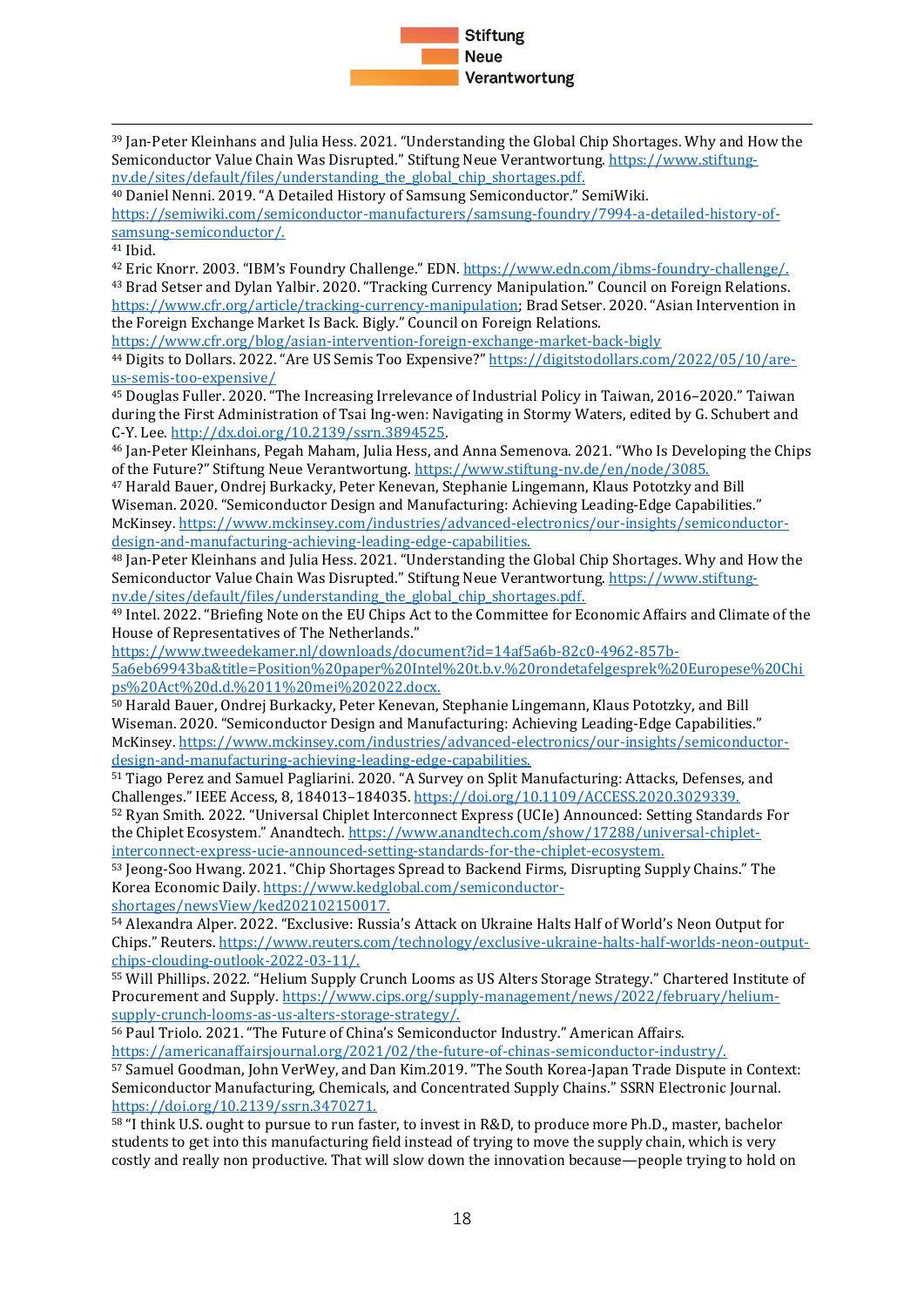[39] Jan-Peter Kleinhans and Julia Hess. 2021. "Understanding the Global Chip Shortages. Why and How the Semiconductor Value Chain Was Disrupted." Stiftung Neue Verantwortung. https://www.stiftung-nv.de/sites/default/files/understanding_the_global_chip_shortages.pdf.

[40] Daniel Nenni. 2019. "A Detailed History of Samsung Semiconductor." SemiWiki. https://semiwiki.com/semiconductor-manufacturers/samsung-foundry/7994-a-detailed-history-of-samsung-semiconductor/.

[41] Ibid.

[42] Eric Knorr. 2003. "IBM's Foundry Challenge." EDN. https://www.edn.com/ibms-foundry-challenge/.

[43] Brad Setser and Dylan Yalbir. 2020. "Tracking Currency Manipulation." Council on Foreign Relations. https://www.cfr.org/article/tracking-currency-manipulation; Brad Setser. 2020. "Asian Intervention in the Foreign Exchange Market Is Back. Bigly." Council on Foreign Relations. https://www.cfr.org/blog/asian-intervention-foreign-exchange-market-back-bigly

[44] Digits to Dollars. 2022. "Are US Semis Too Expensive?" https://digitstodollars.com/2022/05/10/are-us-semis-too-expensive/

[45] Douglas Fuller. 2020. "The Increasing Irrelevance of Industrial Policy in Taiwan, 2016–2020." Taiwan during the First Administration of Tsai Ing-wen: Navigating in Stormy Waters, edited by G. Schubert and C-Y. Lee. http://dx.doi.org/10.2139/ssrn.3894525.

[46] Jan-Peter Kleinhans, Pegah Maham, Julia Hess, and Anna Semenova. 2021. "Who Is Developing the Chips of the Future?" Stiftung Neue Verantwortung. https://www.stiftung-nv.de/en/node/3085.

[47] Harald Bauer, Ondrej Burkacky, Peter Kenevan, Stephanie Lingemann, Klaus Pototzky and Bill Wiseman. 2020. "Semiconductor Design and Manufacturing: Achieving Leading-Edge Capabilities." McKinsey. https://www.mckinsey.com/industries/advanced-electronics/our-insights/semiconductor-design-and-manufacturing-achieving-leading-edge-capabilities.

[48] Jan-Peter Kleinhans and Julia Hess. 2021. "Understanding the Global Chip Shortages. Why and How the Semiconductor Value Chain Was Disrupted." Stiftung Neue Verantwortung. https://www.stiftung-nv.de/sites/default/files/understanding_the_global_chip_shortages.pdf.

[49] Intel. 2022. "Briefing Note on the EU Chips Act to the Committee for Economic Affairs and Climate of the House of Representatives of The Netherlands." https://www.tweedekamer.nl/downloads/document?id=14af5a6b-82c0-4962-857b-5a6eb69943ba&title=Position%20paper%20Intel%20t.b.v.%20rondetafelgesprek%20Europese%20Chips%20Act%20d.d.%2011%20mei%202022.docx.

[50] Harald Bauer, Ondrej Burkacky, Peter Kenevan, Stephanie Lingemann, Klaus Pototzky, and Bill Wiseman. 2020. "Semiconductor Design and Manufacturing: Achieving Leading-Edge Capabilities." McKinsey. https://www.mckinsey.com/industries/advanced-electronics/our-insights/semiconductor-design-and-manufacturing-achieving-leading-edge-capabilities.

[51] Tiago Perez and Samuel Pagliarini. 2020. "A Survey on Split Manufacturing: Attacks, Defenses, and Challenges." IEEE Access, 8, 184013–184035. https://doi.org/10.1109/ACCESS.2020.3029339.

[52] Ryan Smith. 2022. "Universal Chiplet Interconnect Express (UCIe) Announced: Setting Standards For the Chiplet Ecosystem." Anandtech. https://www.anandtech.com/show/17288/universal-chiplet-interconnect-express-ucie-announced-setting-standards-for-the-chiplet-ecosystem.

[53] Jeong-Soo Hwang. 2021. "Chip Shortages Spread to Backend Firms, Disrupting Supply Chains." The Korea Economic Daily. https://www.kedglobal.com/semiconductor-shortages/newsView/ked202102150017.

[54] Alexandra Alper. 2022. "Exclusive: Russia's Attack on Ukraine Halts Half of World's Neon Output for Chips." Reuters. https://www.reuters.com/technology/exclusive-ukraine-halts-half-worlds-neon-output-chips-clouding-outlook-2022-03-11/.

[55] Will Phillips. 2022. "Helium Supply Crunch Looms as US Alters Storage Strategy." Chartered Institute of Procurement and Supply. https://www.cips.org/supply-management/news/2022/february/helium-supply-crunch-looms-as-us-alters-storage-strategy/.

[56] Paul Triolo. 2021. "The Future of China's Semiconductor Industry." American Affairs. https://americanaffairsjournal.org/2021/02/the-future-of-chinas-semiconductor-industry/.

[57] Samuel Goodman, John VerWey, and Dan Kim.2019. "The South Korea-Japan Trade Dispute in Context: Semiconductor Manufacturing, Chemicals, and Concentrated Supply Chains." SSRN Electronic Journal. https://doi.org/10.2139/ssrn.3470271.

[58] "I think U.S. ought to pursue to run faster, to invest in R&D, to produce more Ph.D., master, bachelor students to get into this manufacturing field instead of trying to move the supply chain, which is very costly and really non productive. That will slow down the innovation because—people trying to hold on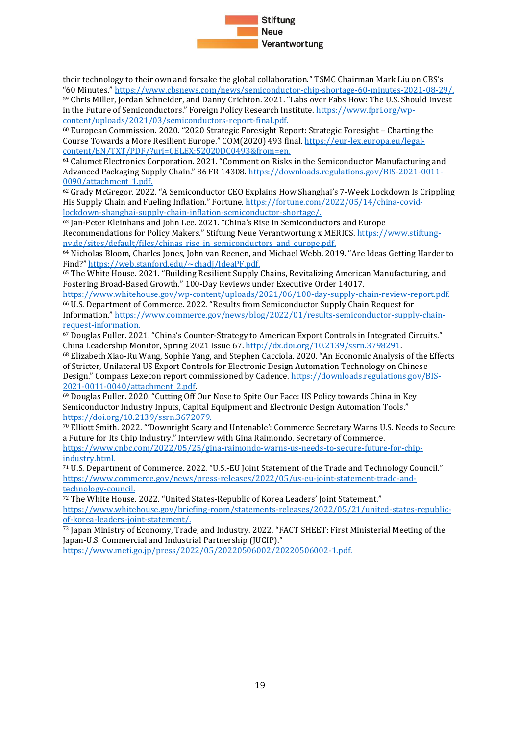their technology to their own and forsake the global collaboration." TSMC Chairman Mark Liu on CBS's "60 Minutes." https://www.cbsnews.com/news/semiconductor-chip-shortage-60-minutes-2021-08-29/.

[59] Chris Miller, Jordan Schneider, and Danny Crichton. 2021. "Labs over Fabs How: The U.S. Should Invest in the Future of Semiconductors." Foreign Policy Research Institute. https://www.fpri.org/wp-content/uploads/2021/03/semiconductors-report-final.pdf.

[60] European Commission. 2020. "2020 Strategic Foresight Report: Strategic Foresight – Charting the Course Towards a More Resilient Europe." COM(2020) 493 final. https://eur-lex.europa.eu/legal-content/EN/TXT/PDF/?uri=CELEX:52020DC0493&from=en.

[61] Calumet Electronics Corporation. 2021. "Comment on Risks in the Semiconductor Manufacturing and Advanced Packaging Supply Chain." 86 FR 14308. https://downloads.regulations.gov/BIS-2021-0011-0090/attachment_1.pdf.

[62] Grady McGregor. 2022. "A Semiconductor CEO Explains How Shanghai's 7-Week Lockdown Is Crippling His Supply Chain and Fueling Inflation." Fortune. https://fortune.com/2022/05/14/china-covid-lockdown-shanghai-supply-chain-inflation-semiconductor-shortage/.

[63] Jan-Peter Kleinhans and John Lee. 2021. "China's Rise in Semiconductors and Europe Recommendations for Policy Makers." Stiftung Neue Verantwortung x MERICS. https://www.stiftung-nv.de/sites/default/files/chinas_rise_in_semiconductors_and_europe.pdf.

[64] Nicholas Bloom, Charles Jones, John van Reenen, and Michael Webb. 2019. "Are Ideas Getting Harder to Find?" https://web.stanford.edu/~chadj/IdeaPF.pdf.

[65] The White House. 2021. "Building Resilient Supply Chains, Revitalizing American Manufacturing, and Fostering Broad-Based Growth." 100-Day Reviews under Executive Order 14017. https://www.whitehouse.gov/wp-content/uploads/2021/06/100-day-supply-chain-review-report.pdf.

[66] U.S. Department of Commerce. 2022. "Results from Semiconductor Supply Chain Request for Information." https://www.commerce.gov/news/blog/2022/01/results-semiconductor-supply-chain-request-information.

[67] Douglas Fuller. 2021. "China's Counter-Strategy to American Export Controls in Integrated Circuits." China Leadership Monitor, Spring 2021 Issue 67. http://dx.doi.org/10.2139/ssrn.3798291.

[68] Elizabeth Xiao-Ru Wang, Sophie Yang, and Stephen Cacciola. 2020. "An Economic Analysis of the Effects of Stricter, Unilateral US Export Controls for Electronic Design Automation Technology on Chinese Design." Compass Lexecon report commissioned by Cadence. https://downloads.regulations.gov/BIS-2021-0011-0040/attachment_2.pdf.

[69] Douglas Fuller. 2020. "Cutting Off Our Nose to Spite Our Face: US Policy towards China in Key Semiconductor Industry Inputs, Capital Equipment and Electronic Design Automation Tools." https://doi.org/10.2139/ssrn.3672079.

[70] Elliott Smith. 2022. "'Downright Scary and Untenable': Commerce Secretary Warns U.S. Needs to Secure a Future for Its Chip Industry." Interview with Gina Raimondo, Secretary of Commerce. https://www.cnbc.com/2022/05/25/gina-raimondo-warns-us-needs-to-secure-future-for-chip-industry.html.

[71] U.S. Department of Commerce. 2022. "U.S.-EU Joint Statement of the Trade and Technology Council." https://www.commerce.gov/news/press-releases/2022/05/us-eu-joint-statement-trade-and-technology-council.

[72] The White House. 2022. "United States-Republic of Korea Leaders' Joint Statement." https://www.whitehouse.gov/briefing-room/statements-releases/2022/05/21/united-states-republic-of-korea-leaders-joint-statement/.

[73] Japan Ministry of Economy, Trade, and Industry. 2022. "FACT SHEET: First Ministerial Meeting of the Japan-U.S. Commercial and Industrial Partnership (JUCIP)." https://www.meti.go.jp/press/2022/05/20220506002/20220506002-1.pdf.